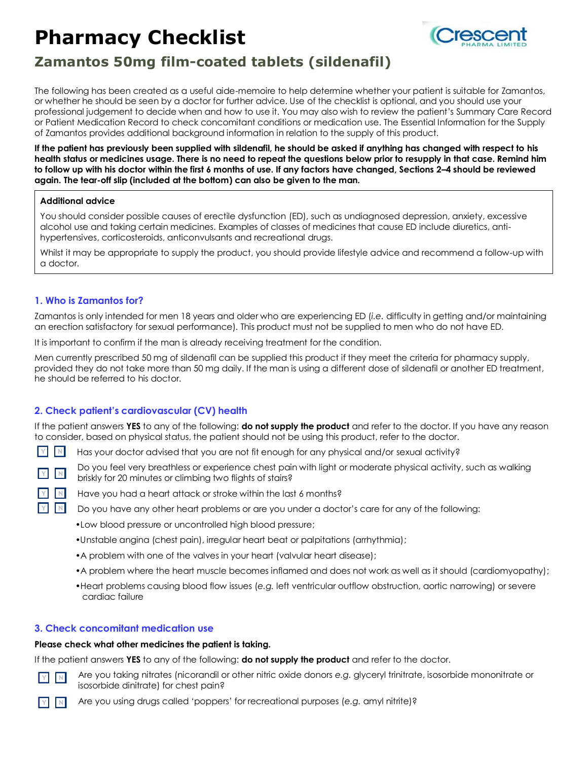# Pharmacy Checklist

## Zamantos 50mg film-coated tablets (sildenafil)

The following has been created as a useful aide-memoire to help determine whether your patient is suitable for Zamantos, or whether he should be seen by a doctor for further advice. Use of the checklist is optional, and you should use your professional judgement to decide when and how to use it. You may also wish to review the patient's Summary Care Record or Patient Medication Record to check concomitant conditions or medication use. The Essential Information for the Supply of Zamantos provides additional background information in relation to the supply of this product.

**If the patient has previously been supplied with sildenafil, he should be asked if anything has changed with respect to his health status or medicines usage. There is no need to repeat the questions below prior to resupply in that case. Remind him to follow up with his doctor within the first 6 months of use. If any factors have changed, Sections 2–4 should be reviewed again. The tear-off slip (included at the bottom) can also be given to the man.**

**Additional advice**

You should consider possible causes of erectile dysfunction (ED), such as undiagnosed depression, anxiety, excessive alcohol use and taking certain medicines. Examples of classes of medicines that cause ED include diuretics, anti-hypertensives, corticosteroids, anticonvulsants and recreational drugs.

Whilst it may be appropriate to supply the product, you should provide lifestyle advice and recommend a follow-up with a doctor.

### 1. Who is Zamantos for?

Zamantos is only intended for men 18 years and older who are experiencing ED (*i.e.* difficulty in getting and/or maintaining an erection satisfactory for sexual performance). This product must not be supplied to men who do not have ED.

It is important to confirm if the man is already receiving treatment for the condition.

Men currently prescribed 50 mg of sildenafil can be supplied this product if they meet the criteria for pharmacy supply, provided they do not take more than 50 mg daily. If the man is using a different dose of sildenafil or another ED treatment, he should be referred to his doctor.

### 2. Check patient's cardiovascular (CV) health

If the patient answers **YES** to any of the following: **do not supply the product** and refer to the doctor. If you have any reason to consider, based on physical status, the patient should not be using this product, refer to the doctor.

- Y N Has your doctor advised that you are not fit enough for any physical and/or sexual activity?
- Y N Do you feel very breathless or experience chest pain with light or moderate physical activity, such as walking briskly for 20 minutes or climbing two flights of stairs?
- Y N Have you had a heart attack or stroke within the last 6 months?
- Y N Do you have any other heart problems or are you under a doctor's care for any of the following:
  - Low blood pressure or uncontrolled high blood pressure;
  - Unstable angina (chest pain), irregular heart beat or palpitations (arrhythmia);
  - A problem with one of the valves in your heart (valvular heart disease);
  - A problem where the heart muscle becomes inflamed and does not work as well as it should (cardiomyopathy);
  - Heart problems causing blood flow issues (*e.g.* left ventricular outflow obstruction, aortic narrowing) or severe cardiac failure

### 3. Check concomitant medication use

**Please check what other medicines the patient is taking.**

If the patient answers **YES** to any of the following: **do not supply the product** and refer to the doctor.

- Y N Are you taking nitrates (nicorandil or other nitric oxide donors *e.g.* glyceryl trinitrate, isosorbide mononitrate or isosorbide dinitrate) for chest pain?
- Y N Are you using drugs called 'poppers' for recreational purposes (*e.g.* amyl nitrite)?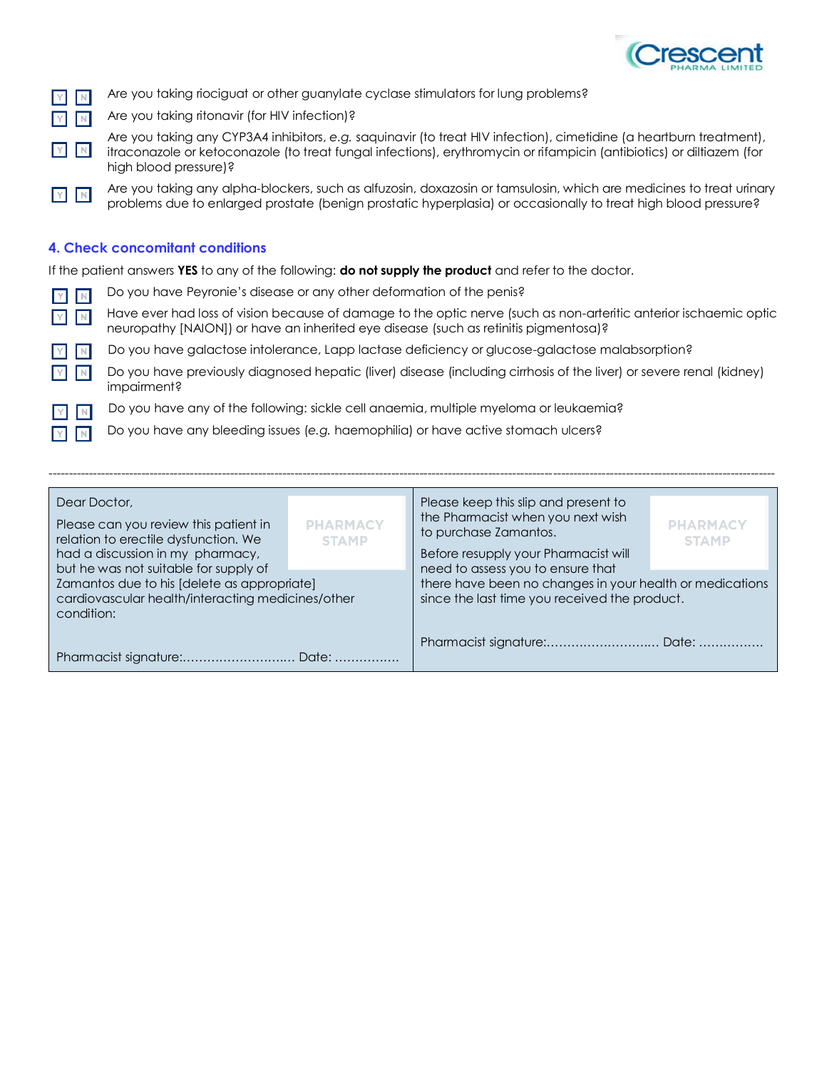- [ ] Y [ ] N Are you taking riociguat or other guanylate cyclase stimulators for lung problems?
- [ ] Y [ ] N Are you taking ritonavir (for HIV infection)?
- [ ] Y [ ] N Are you taking any CYP3A4 inhibitors, *e.g.* saquinavir (to treat HIV infection), cimetidine (a heartburn treatment), itraconazole or ketoconazole (to treat fungal infections), erythromycin or rifampicin (antibiotics) or diltiazem (for high blood pressure)?
- [ ] Y [ ] N Are you taking any alpha-blockers, such as alfuzosin, doxazosin or tamsulosin, which are medicines to treat urinary problems due to enlarged prostate (benign prostatic hyperplasia) or occasionally to treat high blood pressure?

## 4. Check concomitant conditions

If the patient answers **YES** to any of the following: **do not supply the product** and refer to the doctor.

- [ ] Y [ ] N Do you have Peyronie's disease or any other deformation of the penis?
- [ ] Y [ ] N Have ever had loss of vision because of damage to the optic nerve (such as non-arteritic anterior ischaemic optic neuropathy [NAION]) or have an inherited eye disease (such as retinitis pigmentosa)?
- [ ] Y [ ] N Do you have galactose intolerance, Lapp lactase deficiency or glucose-galactose malabsorption?
- [ ] Y [ ] N Do you have previously diagnosed hepatic (liver) disease (including cirrhosis of the liver) or severe renal (kidney) impairment?
- [ ] Y [ ] N Do you have any of the following: sickle cell anaemia, multiple myeloma or leukaemia?
- [ ] Y [ ] N Do you have any bleeding issues (*e.g.* haemophilia) or have active stomach ulcers?

---

| Dear Doctor,<br><br>Please can you review this patient in relation to erectile dysfunction. We had a discussion in my pharmacy, but he was not suitable for supply of Zamantos due to his [delete as appropriate] cardiovascular health/interacting medicines/other condition:<br><br>PHARMACY STAMP<br><br>Pharmacist signature:……………………… Date: ……………. | Please keep this slip and present to the Pharmacist when you next wish to purchase Zamantos.<br><br>Before resupply your Pharmacist will need to assess you to ensure that there have been no changes in your health or medications since the last time you received the product.<br><br>PHARMACY STAMP<br><br>Pharmacist signature:……………………… Date: ……………. |
|---|---|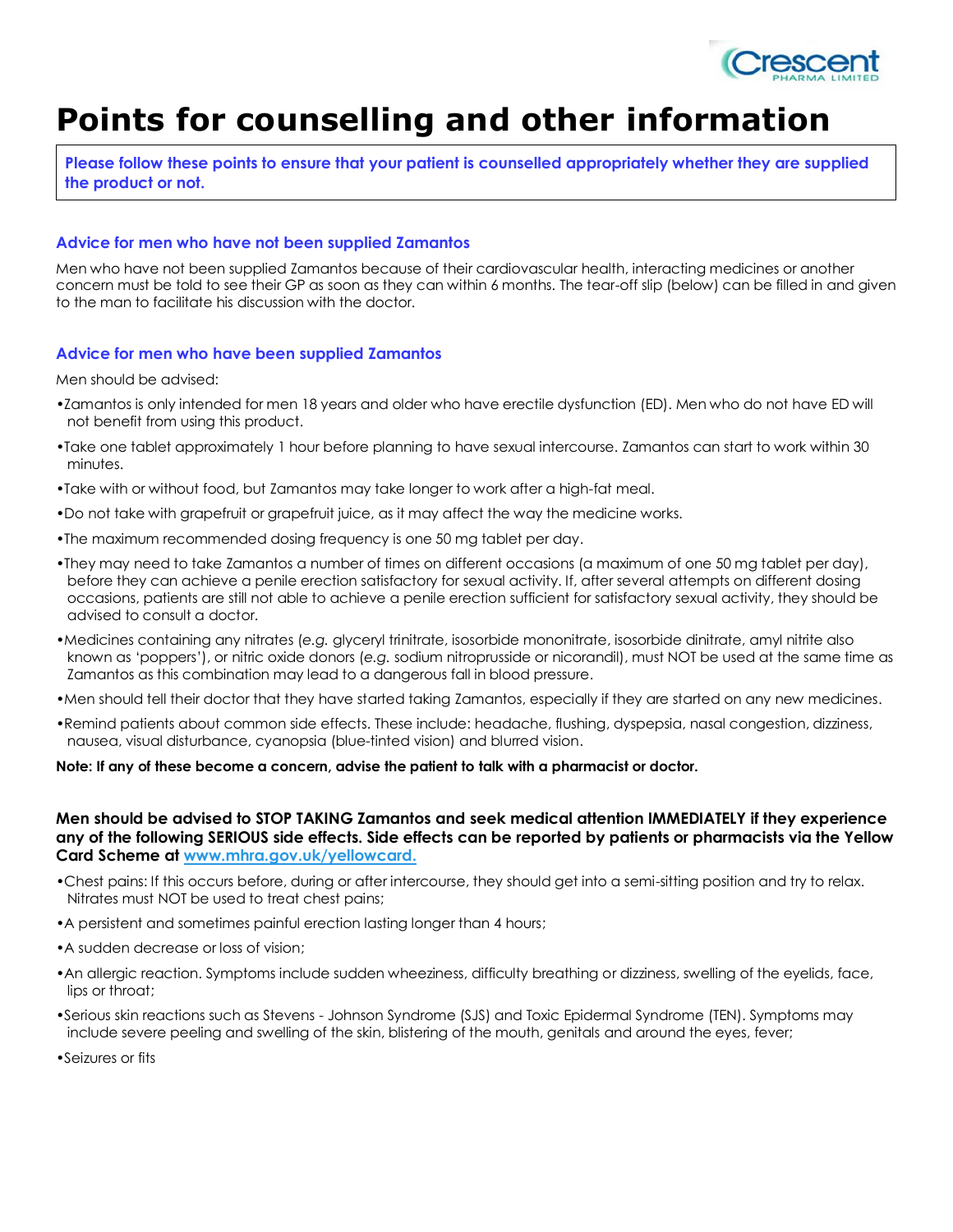# Points for counselling and other information

**Please follow these points to ensure that your patient is counselled appropriately whether they are supplied the product or not.**

### Advice for men who have not been supplied Zamantos

Men who have not been supplied Zamantos because of their cardiovascular health, interacting medicines or another concern must be told to see their GP as soon as they can within 6 months. The tear-off slip (below) can be filled in and given to the man to facilitate his discussion with the doctor.

### Advice for men who have been supplied Zamantos

Men should be advised:

- Zamantos is only intended for men 18 years and older who have erectile dysfunction (ED). Men who do not have ED will not benefit from using this product.
- Take one tablet approximately 1 hour before planning to have sexual intercourse. Zamantos can start to work within 30 minutes.
- Take with or without food, but Zamantos may take longer to work after a high-fat meal.
- Do not take with grapefruit or grapefruit juice, as it may affect the way the medicine works.
- The maximum recommended dosing frequency is one 50 mg tablet per day.
- They may need to take Zamantos a number of times on different occasions (a maximum of one 50 mg tablet per day), before they can achieve a penile erection satisfactory for sexual activity. If, after several attempts on different dosing occasions, patients are still not able to achieve a penile erection sufficient for satisfactory sexual activity, they should be advised to consult a doctor.
- Medicines containing any nitrates (*e.g.* glyceryl trinitrate, isosorbide mononitrate, isosorbide dinitrate, amyl nitrite also known as 'poppers'), or nitric oxide donors (*e.g.* sodium nitroprusside or nicorandil), must NOT be used at the same time as Zamantos as this combination may lead to a dangerous fall in blood pressure.
- Men should tell their doctor that they have started taking Zamantos, especially if they are started on any new medicines.
- Remind patients about common side effects. These include: headache, flushing, dyspepsia, nasal congestion, dizziness, nausea, visual disturbance, cyanopsia (blue-tinted vision) and blurred vision.

**Note: If any of these become a concern, advise the patient to talk with a pharmacist or doctor.**

**Men should be advised to STOP TAKING Zamantos and seek medical attention IMMEDIATELY if they experience any of the following SERIOUS side effects. Side effects can be reported by patients or pharmacists via the Yellow Card Scheme at [www.mhra.gov.uk/yellowcard.](www.mhra.gov.uk/yellowcard)**

- Chest pains: If this occurs before, during or after intercourse, they should get into a semi-sitting position and try to relax. Nitrates must NOT be used to treat chest pains;
- A persistent and sometimes painful erection lasting longer than 4 hours;
- A sudden decrease or loss of vision;
- An allergic reaction. Symptoms include sudden wheeziness, difficulty breathing or dizziness, swelling of the eyelids, face, lips or throat;
- Serious skin reactions such as Stevens - Johnson Syndrome (SJS) and Toxic Epidermal Syndrome (TEN). Symptoms may include severe peeling and swelling of the skin, blistering of the mouth, genitals and around the eyes, fever;
- Seizures or fits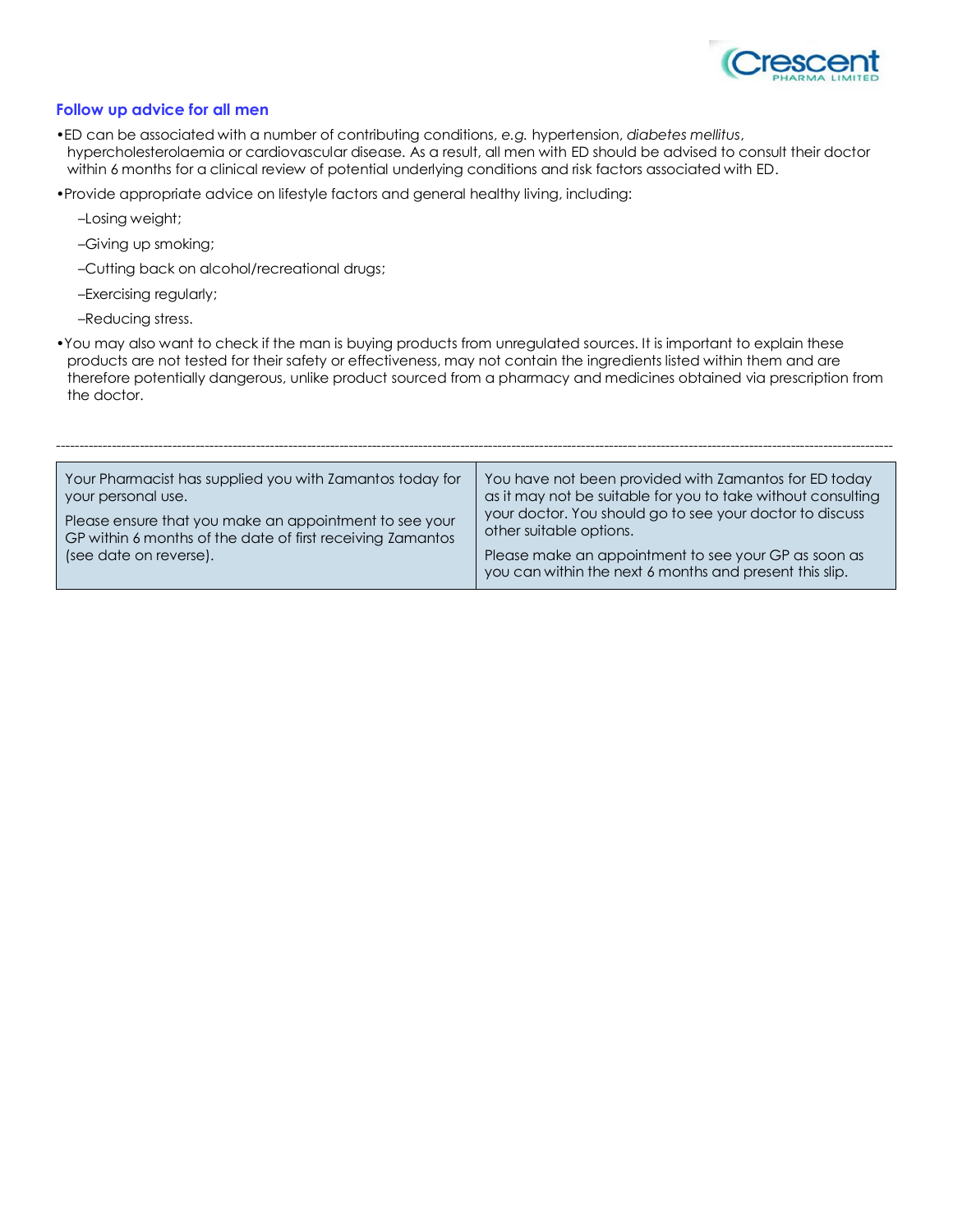## Follow up advice for all men

- ED can be associated with a number of contributing conditions, *e.g.* hypertension, *diabetes mellitus*, hypercholesterolaemia or cardiovascular disease. As a result, all men with ED should be advised to consult their doctor within 6 months for a clinical review of potential underlying conditions and risk factors associated with ED.
- Provide appropriate advice on lifestyle factors and general healthy living, including:
  - Losing weight;
  - Giving up smoking;
  - Cutting back on alcohol/recreational drugs;
  - Exercising regularly;
  - Reducing stress.
- You may also want to check if the man is buying products from unregulated sources. It is important to explain these products are not tested for their safety or effectiveness, may not contain the ingredients listed within them and are therefore potentially dangerous, unlike product sourced from a pharmacy and medicines obtained via prescription from the doctor.

---

| | |
|---|---|
| Your Pharmacist has supplied you with Zamantos today for your personal use.<br><br>Please ensure that you make an appointment to see your GP within 6 months of the date of first receiving Zamantos (see date on reverse). | You have not been provided with Zamantos for ED today as it may not be suitable for you to take without consulting your doctor. You should go to see your doctor to discuss other suitable options.<br><br>Please make an appointment to see your GP as soon as you can within the next 6 months and present this slip. |